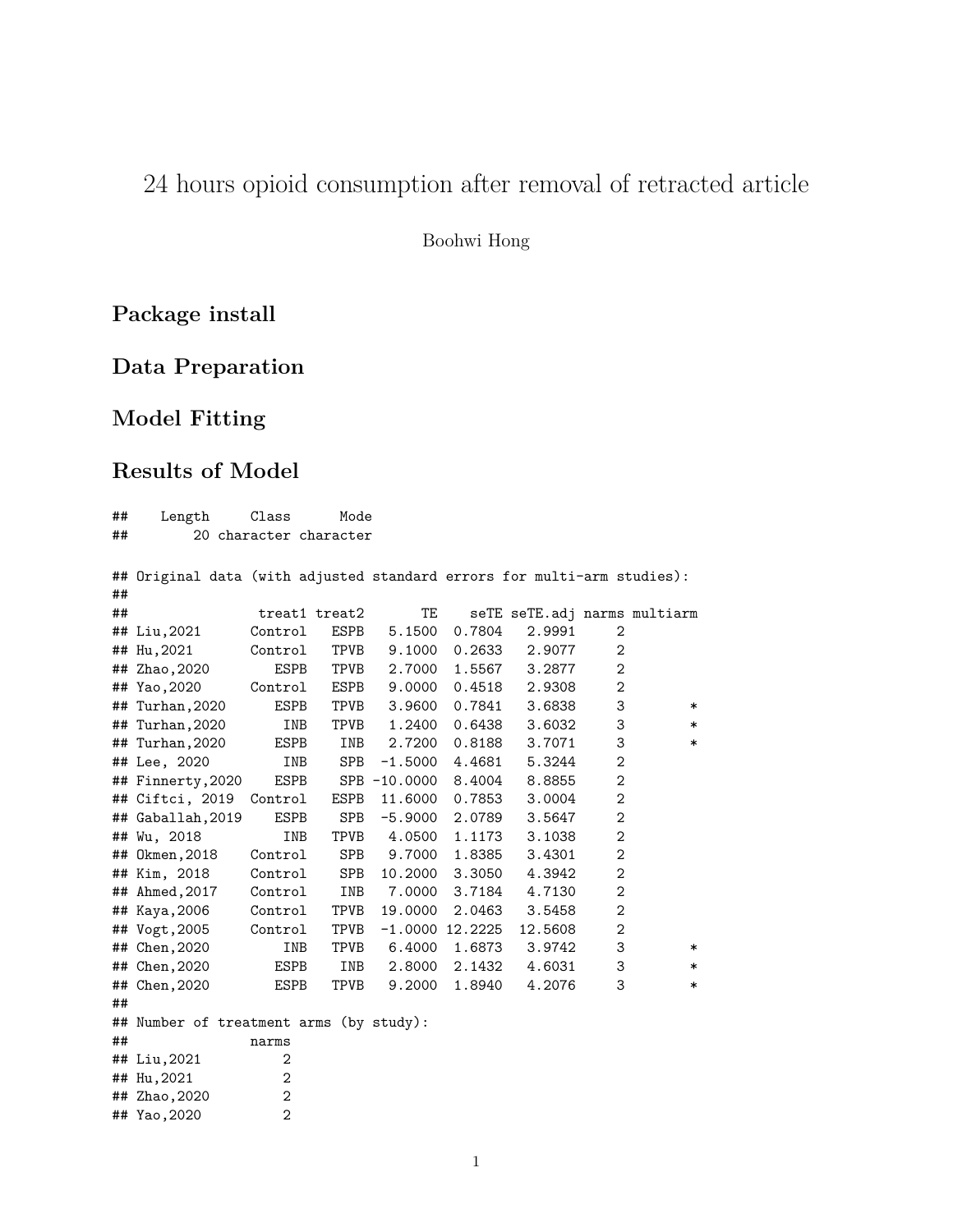# 24 hours opioid consumption after removal of retracted article

Boohwi Hong

## Package install

## Data Preparation

## Model Fitting

## Results of Model

```
##    Length     Class      Mode 
##        20 character character 
```

```
## Original data (with adjusted standard errors for multi-arm studies):
## 
##                treat1 treat2       TE    seTE seTE.adj narms multiarm
## Liu,2021      Control   ESPB   5.1500  0.7804   2.9991     2         
## Hu,2021       Control   TPVB   9.1000  0.2633   2.9077     2         
## Zhao,2020        ESPB   TPVB   2.7000  1.5567   3.2877     2         
## Yao,2020      Control   ESPB   9.0000  0.4518   2.9308     2         
## Turhan,2020      ESPB   TPVB   3.9600  0.7841   3.6838     3        *
## Turhan,2020       INB   TPVB   1.2400  0.6438   3.6032     3        *
## Turhan,2020      ESPB    INB   2.7200  0.8188   3.7071     3        *
## Lee, 2020         INB    SPB  -1.5000  4.4681   5.3244     2         
## Finnerty,2020    ESPB    SPB -10.0000  8.4004   8.8855     2         
## Ciftci, 2019  Control   ESPB  11.6000  0.7853   3.0004     2         
## Gaballah,2019    ESPB    SPB  -5.9000  2.0789   3.5647     2         
## Wu, 2018          INB   TPVB   4.0500  1.1173   3.1038     2         
## Okmen,2018    Control    SPB   9.7000  1.8385   3.4301     2         
## Kim, 2018     Control    SPB  10.2000  3.3050   4.3942     2         
## Ahmed,2017    Control    INB   7.0000  3.7184   4.7130     2         
## Kaya,2006     Control   TPVB  19.0000  2.0463   3.5458     2         
## Vogt,2005     Control   TPVB  -1.0000 12.2225  12.5608     2         
## Chen,2020         INB   TPVB   6.4000  1.6873   3.9742     3        *
## Chen,2020        ESPB    INB   2.8000  2.1432   4.6031     3        *
## Chen,2020        ESPB   TPVB   9.2000  1.8940   4.2076     3        *
## 
## Number of treatment arms (by study):
##               narms
## Liu,2021          2
## Hu,2021           2
## Zhao,2020         2
## Yao,2020          2
```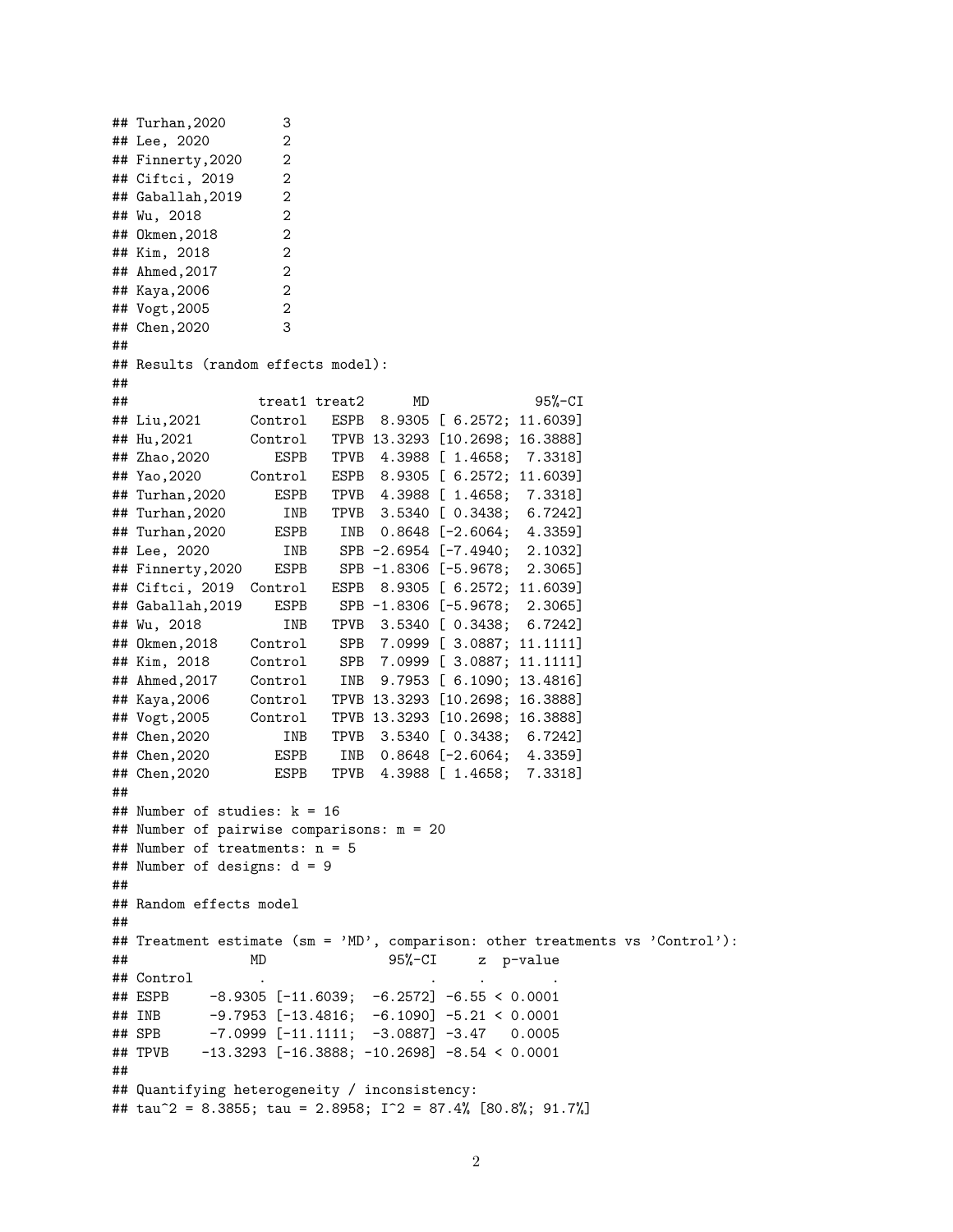```
## Turhan,2020       3
## Lee, 2020         2
## Finnerty,2020     2
## Ciftci, 2019      2
## Gaballah,2019     2
## Wu, 2018          2
## Okmen,2018        2
## Kim, 2018         2
## Ahmed,2017        2
## Kaya,2006         2
## Vogt,2005         2
## Chen,2020         3
##
## Results (random effects model):
##
##                treat1 treat2      MD             95%-CI
## Liu,2021      Control   ESPB  8.9305 [ 6.2572; 11.6039]
## Hu,2021       Control   TPVB 13.3293 [10.2698; 16.3888]
## Zhao,2020        ESPB   TPVB  4.3988 [ 1.4658;  7.3318]
## Yao,2020      Control   ESPB  8.9305 [ 6.2572; 11.6039]
## Turhan,2020      ESPB   TPVB  4.3988 [ 1.4658;  7.3318]
## Turhan,2020       INB   TPVB  3.5340 [ 0.3438;  6.7242]
## Turhan,2020      ESPB    INB  0.8648 [-2.6064;  4.3359]
## Lee, 2020         INB    SPB -2.6954 [-7.4940;  2.1032]
## Finnerty,2020    ESPB    SPB -1.8306 [-5.9678;  2.3065]
## Ciftci, 2019  Control   ESPB  8.9305 [ 6.2572; 11.6039]
## Gaballah,2019    ESPB    SPB -1.8306 [-5.9678;  2.3065]
## Wu, 2018          INB   TPVB  3.5340 [ 0.3438;  6.7242]
## Okmen,2018    Control    SPB  7.0999 [ 3.0887; 11.1111]
## Kim, 2018     Control    SPB  7.0999 [ 3.0887; 11.1111]
## Ahmed,2017    Control    INB  9.7953 [ 6.1090; 13.4816]
## Kaya,2006     Control   TPVB 13.3293 [10.2698; 16.3888]
## Vogt,2005     Control   TPVB 13.3293 [10.2698; 16.3888]
## Chen,2020         INB   TPVB  3.5340 [ 0.3438;  6.7242]
## Chen,2020        ESPB    INB  0.8648 [-2.6064;  4.3359]
## Chen,2020        ESPB   TPVB  4.3988 [ 1.4658;  7.3318]
##
## Number of studies: k = 16
## Number of pairwise comparisons: m = 20
## Number of treatments: n = 5
## Number of designs: d = 9
##
## Random effects model
##
## Treatment estimate (sm = 'MD', comparison: other treatments vs 'Control'):
##               MD               95%-CI     z  p-value
## Control        .                    .     .        .
## ESPB     -8.9305 [-11.6039;  -6.2572] -6.55 < 0.0001
## INB      -9.7953 [-13.4816;  -6.1090] -5.21 < 0.0001
## SPB      -7.0999 [-11.1111;  -3.0887] -3.47   0.0005
## TPVB    -13.3293 [-16.3888; -10.2698] -8.54 < 0.0001
##
## Quantifying heterogeneity / inconsistency:
## tau^2 = 8.3855; tau = 2.8958; I^2 = 87.4% [80.8%; 91.7%]
```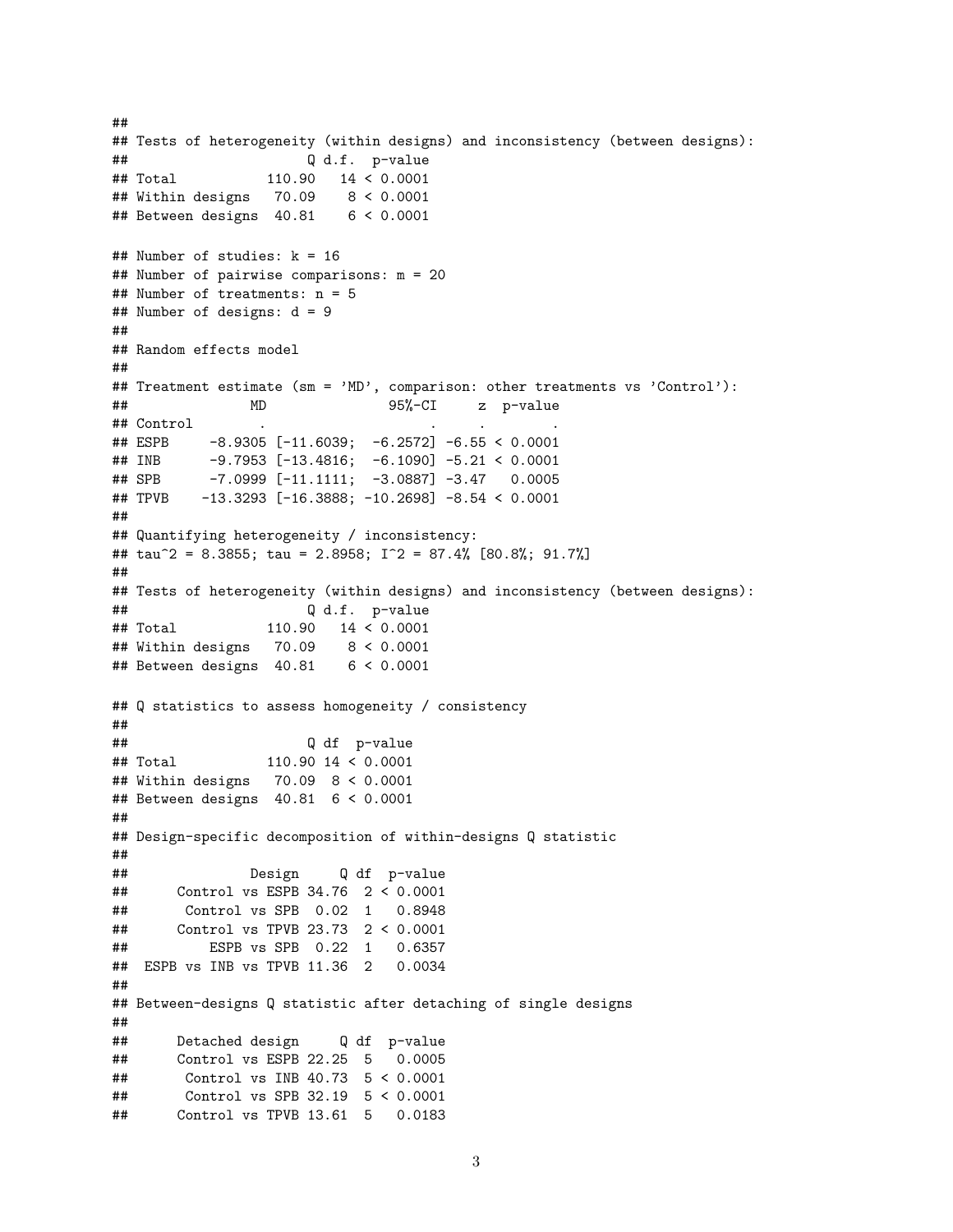```
##
## Tests of heterogeneity (within designs) and inconsistency (between designs):
##                       Q d.f.  p-value
## Total            110.90   14 < 0.0001
## Within designs    70.09    8 < 0.0001
## Between designs   40.81    6 < 0.0001

## Number of studies: k = 16
## Number of pairwise comparisons: m = 20
## Number of treatments: n = 5
## Number of designs: d = 9
##
## Random effects model
##
## Treatment estimate (sm = 'MD', comparison: other treatments vs 'Control'):
##              MD               95%-CI     z  p-value
## Control        .                  .      .        .
## ESPB     -8.9305 [-11.6039;  -6.2572] -6.55 < 0.0001
## INB      -9.7953 [-13.4816;  -6.1090] -5.21 < 0.0001
## SPB      -7.0999 [-11.1111;  -3.0887] -3.47   0.0005
## TPVB    -13.3293 [-16.3888; -10.2698] -8.54 < 0.0001
##
## Quantifying heterogeneity / inconsistency:
## tau^2 = 8.3855; tau = 2.8958; I^2 = 87.4% [80.8%; 91.7%]
##
## Tests of heterogeneity (within designs) and inconsistency (between designs):
##                       Q d.f.  p-value
## Total            110.90   14 < 0.0001
## Within designs    70.09    8 < 0.0001
## Between designs   40.81    6 < 0.0001

## Q statistics to assess homogeneity / consistency
##
##                       Q df  p-value
## Total            110.90 14 < 0.0001
## Within designs    70.09  8 < 0.0001
## Between designs   40.81  6 < 0.0001
##
## Design-specific decomposition of within-designs Q statistic
##
##               Design     Q df  p-value
##      Control vs ESPB 34.76  2 < 0.0001
##       Control vs SPB  0.02  1   0.8948
##      Control vs TPVB 23.73  2 < 0.0001
##          ESPB vs SPB  0.22  1   0.6357
##  ESPB vs INB vs TPVB 11.36  2   0.0034
##
## Between-designs Q statistic after detaching of single designs
##
##      Detached design     Q df  p-value
##      Control vs ESPB 22.25  5   0.0005
##       Control vs INB 40.73  5 < 0.0001
##       Control vs SPB 32.19  5 < 0.0001
##      Control vs TPVB 13.61  5   0.0183
```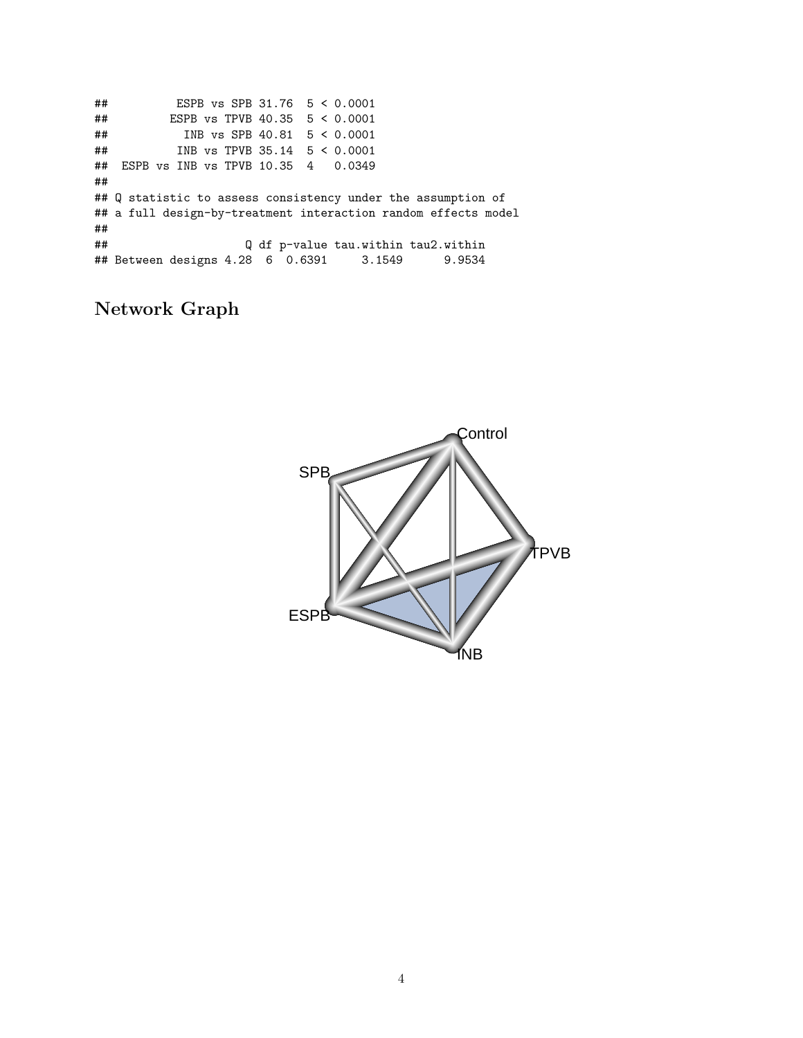```
##          ESPB vs SPB 31.76  5 < 0.0001
##         ESPB vs TPVB 40.35  5 < 0.0001
##           INB vs SPB 40.81  5 < 0.0001
##          INB vs TPVB 35.14  5 < 0.0001
##  ESPB vs INB vs TPVB 10.35  4   0.0349
##
## Q statistic to assess consistency under the assumption of
## a full design-by-treatment interaction random effects model
##
##                     Q df p-value tau.within tau2.within
## Between designs 4.28  6  0.6391     3.1549      9.9534
```

### Network Graph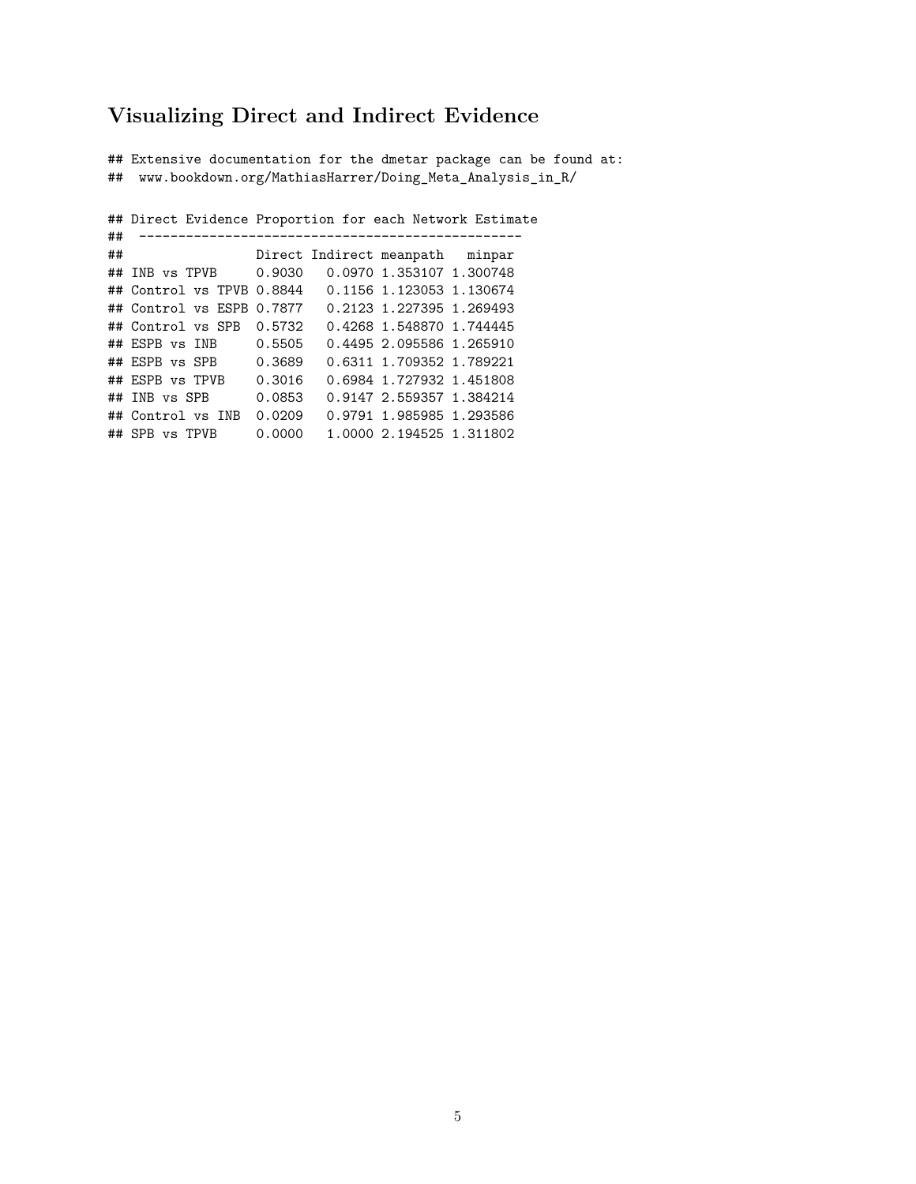## Visualizing Direct and Indirect Evidence

```
## Extensive documentation for the dmetar package can be found at:
##  www.bookdown.org/MathiasHarrer/Doing_Meta_Analysis_in_R/

## Direct Evidence Proportion for each Network Estimate
##  -------------------------------------------------
##                  Direct Indirect meanpath   minpar
## INB vs TPVB     0.9030   0.0970 1.353107 1.300748
## Control vs TPVB 0.8844   0.1156 1.123053 1.130674
## Control vs ESPB 0.7877   0.2123 1.227395 1.269493
## Control vs SPB  0.5732   0.4268 1.548870 1.744445
## ESPB vs INB     0.5505   0.4495 2.095586 1.265910
## ESPB vs SPB     0.3689   0.6311 1.709352 1.789221
## ESPB vs TPVB    0.3016   0.6984 1.727932 1.451808
## INB vs SPB      0.0853   0.9147 2.559357 1.384214
## Control vs INB  0.0209   0.9791 1.985985 1.293586
## SPB vs TPVB     0.0000   1.0000 2.194525 1.311802
```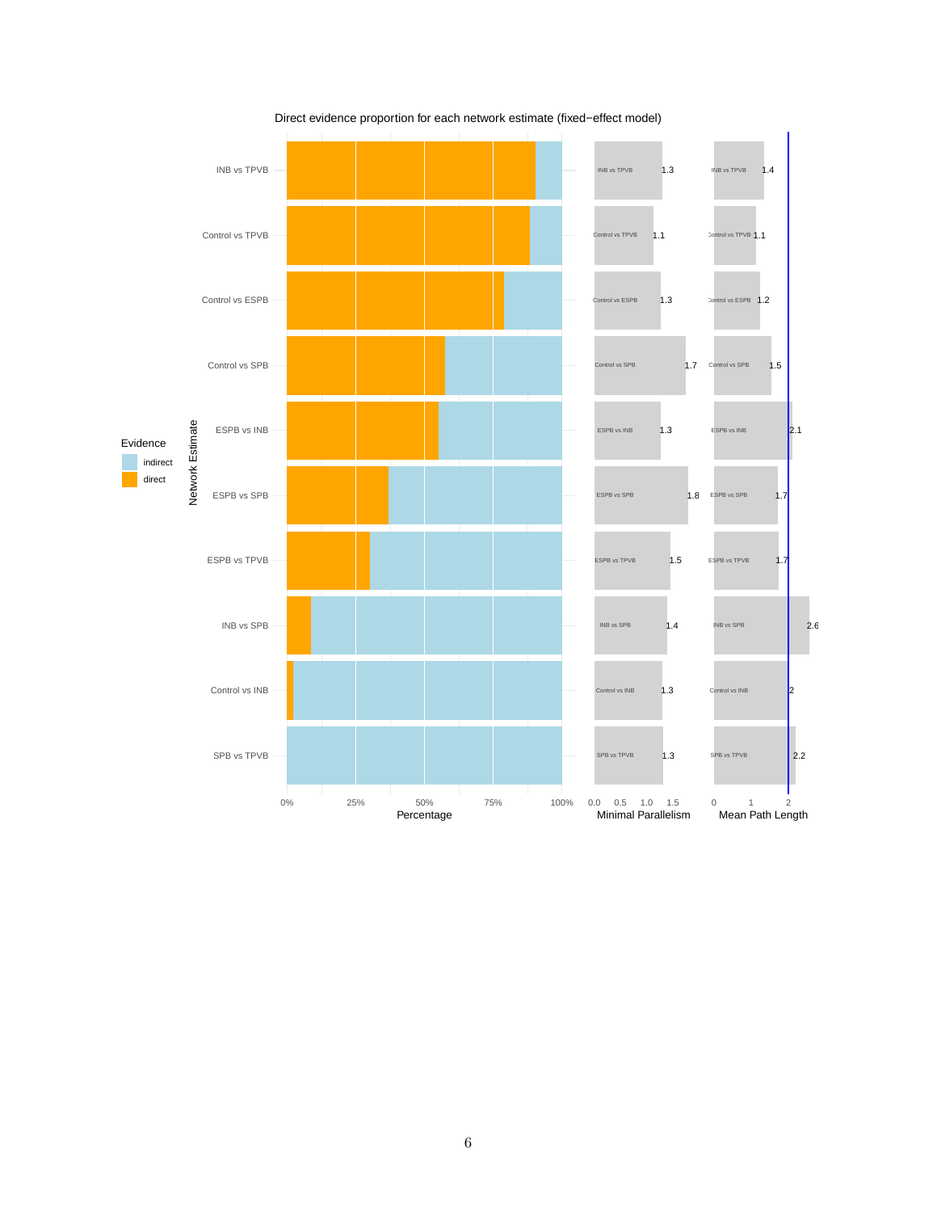Direct evidence proportion for each network estimate (fixed−effect model)

| Network Estimate | Minimal Parallelism | Mean Path Length |
|---|---|---|
| INB vs TPVB | 1.3 | 1.4 |
| Control vs TPVB | 1.1 | 1.1 |
| Control vs ESPB | 1.3 | 1.2 |
| Control vs SPB | 1.7 | 1.5 |
| ESPB vs INB | 1.3 | 2.1 |
| ESPB vs SPB | 1.8 | 1.7 |
| ESPB vs TPVB | 1.5 | 1.7 |
| INB vs SPB | 1.4 | 2.6 |
| Control vs INB | 1.3 | 2 |
| SPB vs TPVB | 1.3 | 2.2 |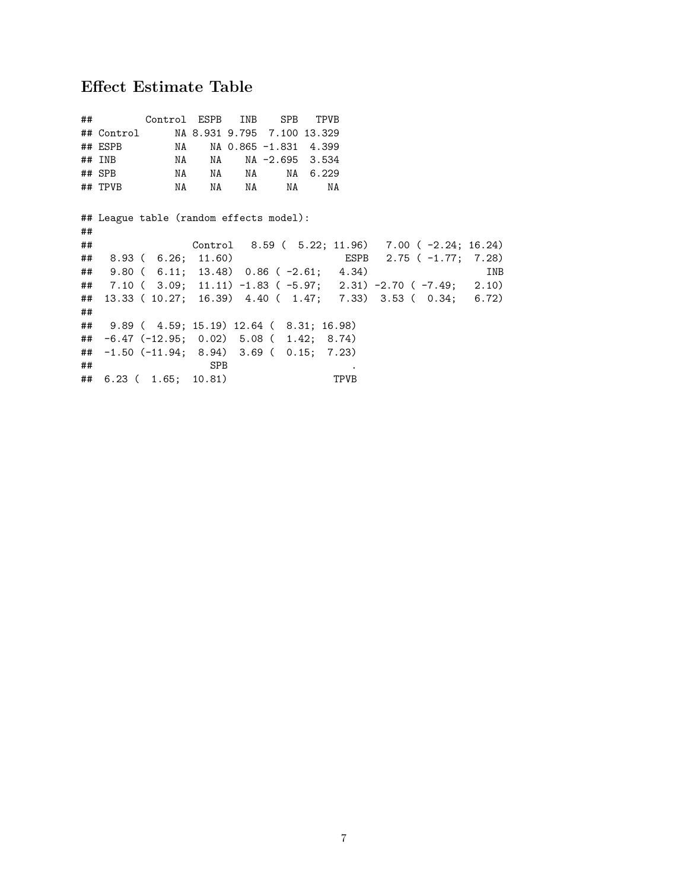## Effect Estimate Table

```
##         Control  ESPB   INB    SPB   TPVB
## Control      NA 8.931 9.795  7.100 13.329
## ESPB         NA    NA 0.865 -1.831  4.399
## INB          NA    NA    NA -2.695  3.534
## SPB          NA    NA    NA     NA  6.229
## TPVB         NA    NA    NA     NA     NA
```

```
## League table (random effects model):
##
##                 Control   8.59 (  5.22; 11.96)   7.00 ( -2.24; 16.24)
##   8.93 (  6.26;  11.60)                   ESPB   2.75 ( -1.77;  7.28)
##   9.80 (  6.11;  13.48)  0.86 ( -2.61;   4.34)                    INB
##   7.10 (  3.09;  11.11) -1.83 ( -5.97;   2.31) -2.70 ( -7.49;   2.10)
##  13.33 ( 10.27;  16.39)  4.40 (  1.47;   7.33)  3.53 (  0.34;   6.72)
##
##   9.89 (  4.59; 15.19) 12.64 (  8.31; 16.98)
##  -6.47 (-12.95;  0.02)  5.08 (  1.42;  8.74)
##  -1.50 (-11.94;  8.94)  3.69 (  0.15;  7.23)
##                   SPB                      .
##  6.23 (  1.65;  10.81)                  TPVB
```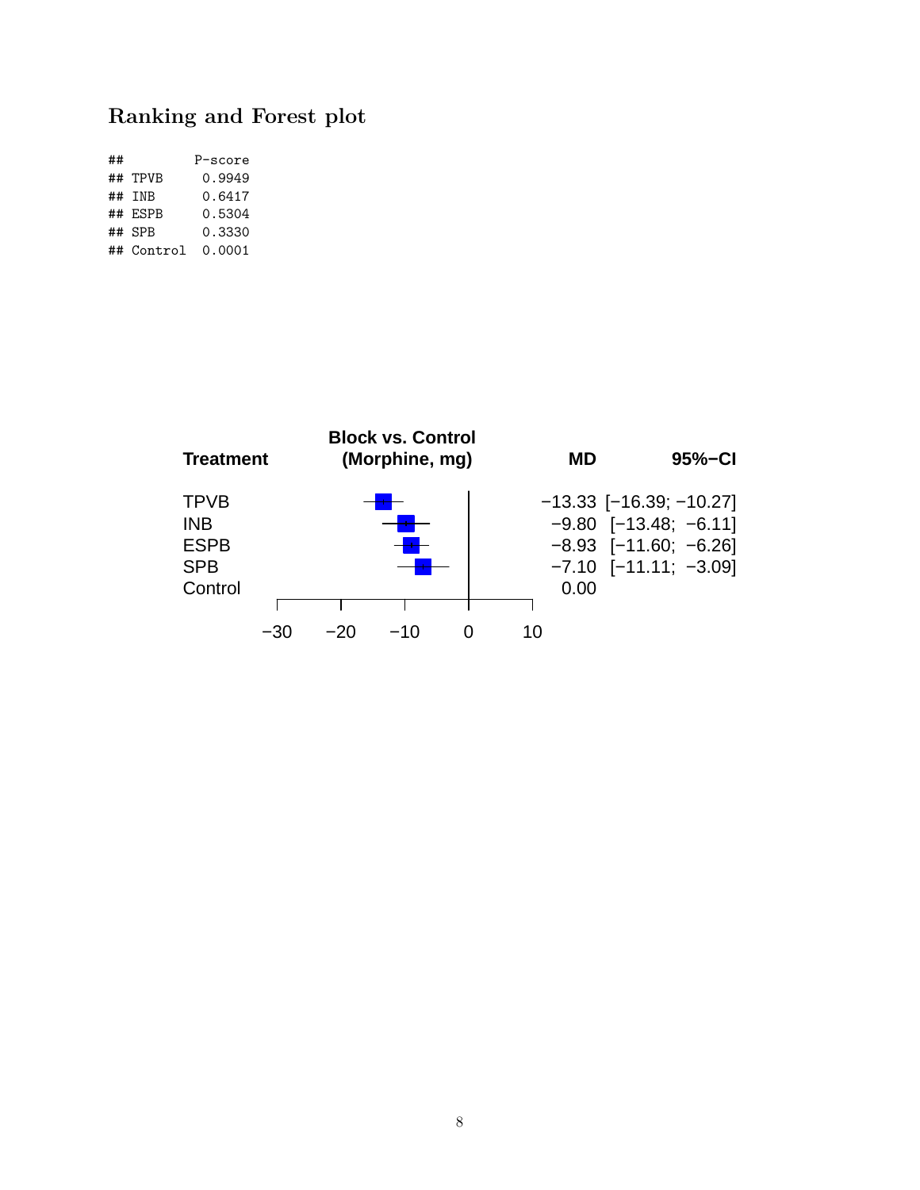## Ranking and Forest plot

```
##         P-score
## TPVB     0.9949
## INB      0.6417
## ESPB     0.5304
## SPB      0.3330
## Control  0.0001
```

| Treatment | MD | 95%−CI |
|---|---|---|
| TPVB | −13.33 | [−16.39; −10.27] |
| INB | −9.80 | [−13.48; −6.11] |
| ESPB | −8.93 | [−11.60; −6.26] |
| SPB | −7.10 | [−11.11; −3.09] |
| Control | 0.00 | |

Block vs. Control (Morphine, mg)

−30 −20 −10 0 10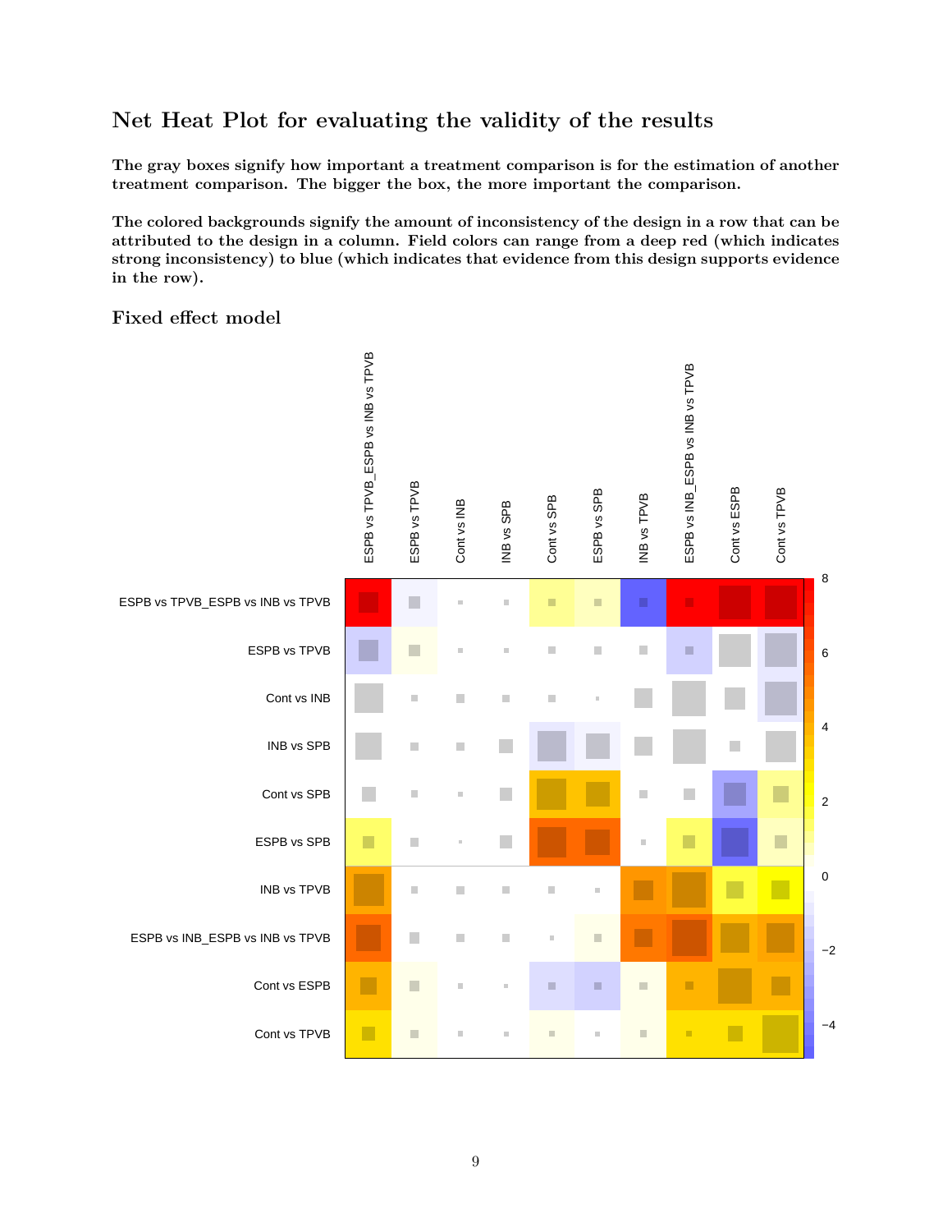## Net Heat Plot for evaluating the validity of the results

**The gray boxes signify how important a treatment comparison is for the estimation of another treatment comparison. The bigger the box, the more important the comparison.**

**The colored backgrounds signify the amount of inconsistency of the design in a row that can be attributed to the design in a column. Field colors can range from a deep red (which indicates strong inconsistency) to blue (which indicates that evidence from this design supports evidence in the row).**

### Fixed effect model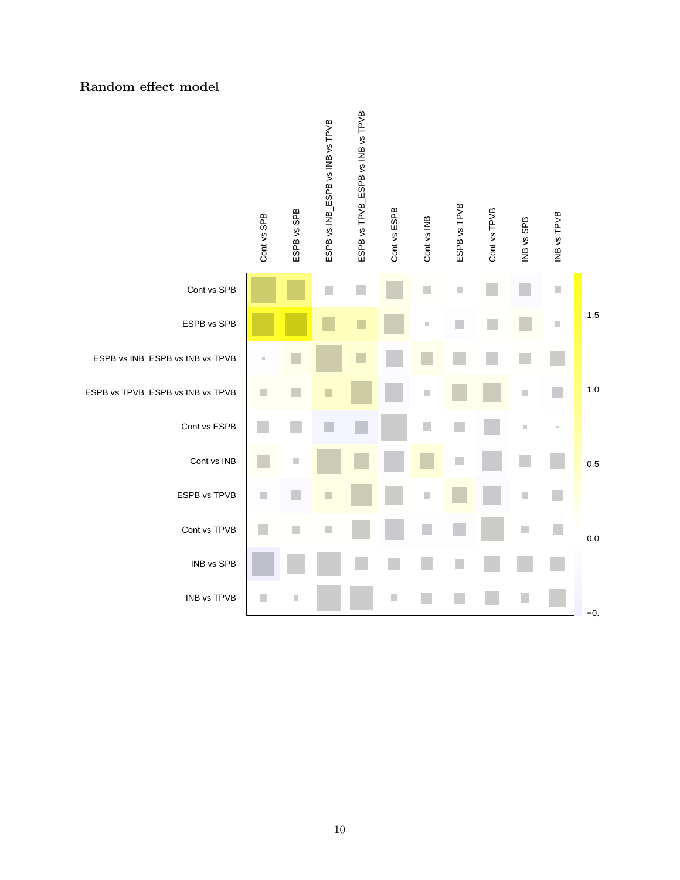## Random effect model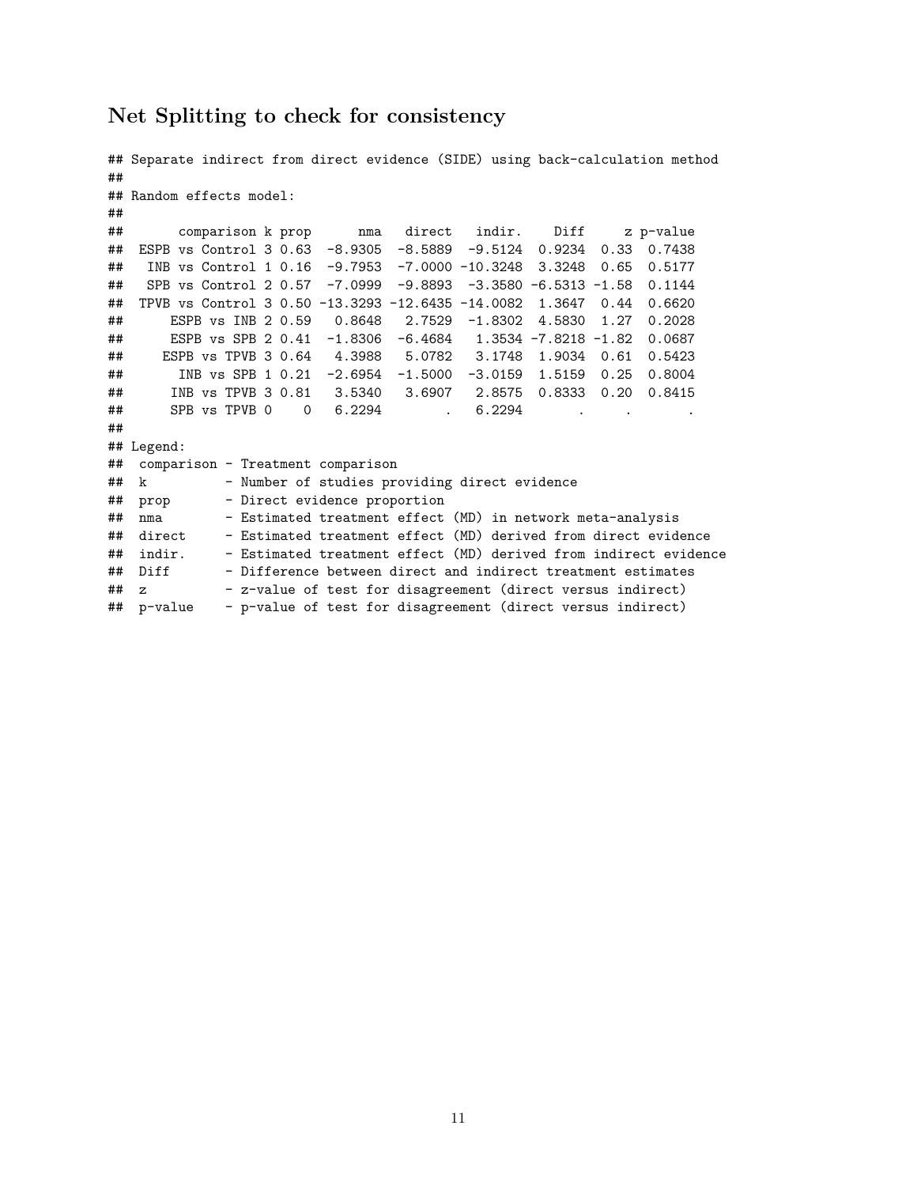## Net Splitting to check for consistency

```
## Separate indirect from direct evidence (SIDE) using back-calculation method
##
## Random effects model:
##
##       comparison k prop      nma   direct   indir.    Diff     z p-value
##  ESPB vs Control 3 0.63  -8.9305  -8.5889  -9.5124  0.9234  0.33  0.7438
##   INB vs Control 1 0.16  -9.7953  -7.0000 -10.3248  3.3248  0.65  0.5177
##   SPB vs Control 2 0.57  -7.0999  -9.8893  -3.3580 -6.5313 -1.58  0.1144
##  TPVB vs Control 3 0.50 -13.3293 -12.6435 -14.0082  1.3647  0.44  0.6620
##      ESPB vs INB 2 0.59   0.8648   2.7529  -1.8302  4.5830  1.27  0.2028
##      ESPB vs SPB 2 0.41  -1.8306  -6.4684   1.3534 -7.8218 -1.82  0.0687
##     ESPB vs TPVB 3 0.64   4.3988   5.0782   3.1748  1.9034  0.61  0.5423
##       INB vs SPB 1 0.21  -2.6954  -1.5000  -3.0159  1.5159  0.25  0.8004
##      INB vs TPVB 3 0.81   3.5340   3.6907   2.8575  0.8333  0.20  0.8415
##      SPB vs TPVB 0    0   6.2294        .   6.2294       .     .       .
##
## Legend:
##  comparison - Treatment comparison
##  k          - Number of studies providing direct evidence
##  prop       - Direct evidence proportion
##  nma        - Estimated treatment effect (MD) in network meta-analysis
##  direct     - Estimated treatment effect (MD) derived from direct evidence
##  indir.     - Estimated treatment effect (MD) derived from indirect evidence
##  Diff       - Difference between direct and indirect treatment estimates
##  z          - z-value of test for disagreement (direct versus indirect)
##  p-value    - p-value of test for disagreement (direct versus indirect)
```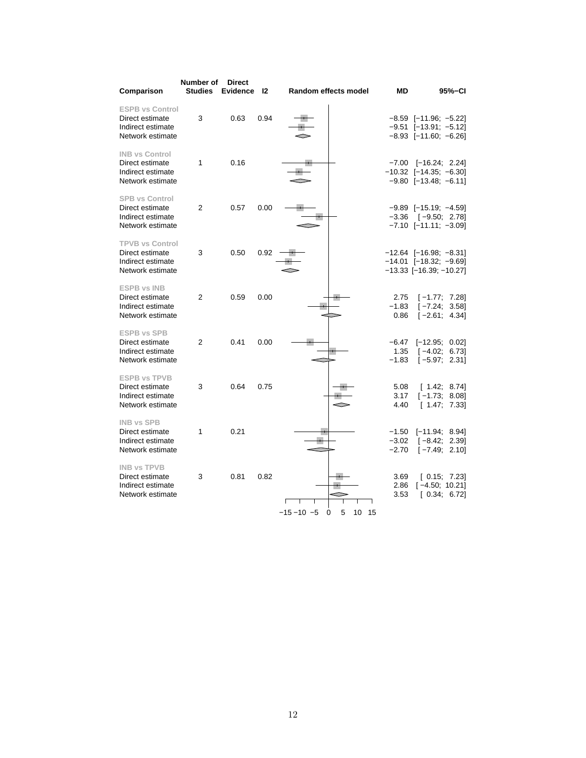| Comparison | Number of Studies | Direct Evidence | I2 | Random effects model | MD | 95%-CI |
|---|---|---|---|---|---|---|
| **ESPB vs Control** | | | | | | |
| Direct estimate | 3 | 0.63 | 0.94 | | −8.59 | [−11.96; −5.22] |
| Indirect estimate | | | | | −9.51 | [−13.91; −5.12] |
| Network estimate | | | | | −8.93 | [−11.60; −6.26] |
| **INB vs Control** | | | | | | |
| Direct estimate | 1 | 0.16 | | | −7.00 | [−16.24; 2.24] |
| Indirect estimate | | | | | −10.32 | [−14.35; −6.30] |
| Network estimate | | | | | −9.80 | [−13.48; −6.11] |
| **SPB vs Control** | | | | | | |
| Direct estimate | 2 | 0.57 | 0.00 | | −9.89 | [−15.19; −4.59] |
| Indirect estimate | | | | | −3.36 | [−9.50; 2.78] |
| Network estimate | | | | | −7.10 | [−11.11; −3.09] |
| **TPVB vs Control** | | | | | | |
| Direct estimate | 3 | 0.50 | 0.92 | | −12.64 | [−16.98; −8.31] |
| Indirect estimate | | | | | −14.01 | [−18.32; −9.69] |
| Network estimate | | | | | −13.33 | [−16.39; −10.27] |
| **ESPB vs INB** | | | | | | |
| Direct estimate | 2 | 0.59 | 0.00 | | 2.75 | [−1.77; 7.28] |
| Indirect estimate | | | | | −1.83 | [−7.24; 3.58] |
| Network estimate | | | | | 0.86 | [−2.61; 4.34] |
| **ESPB vs SPB** | | | | | | |
| Direct estimate | 2 | 0.41 | 0.00 | | −6.47 | [−12.95; 0.02] |
| Indirect estimate | | | | | 1.35 | [−4.02; 6.73] |
| Network estimate | | | | | −1.83 | [−5.97; 2.31] |
| **ESPB vs TPVB** | | | | | | |
| Direct estimate | 3 | 0.64 | 0.75 | | 5.08 | [1.42; 8.74] |
| Indirect estimate | | | | | 3.17 | [−1.73; 8.08] |
| Network estimate | | | | | 4.40 | [1.47; 7.33] |
| **INB vs SPB** | | | | | | |
| Direct estimate | 1 | 0.21 | | | −1.50 | [−11.94; 8.94] |
| Indirect estimate | | | | | −3.02 | [−8.42; 2.39] |
| Network estimate | | | | | −2.70 | [−7.49; 2.10] |
| **INB vs TPVB** | | | | | | |
| Direct estimate | 3 | 0.81 | 0.82 | | 3.69 | [0.15; 7.23] |
| Indirect estimate | | | | | 2.86 | [−4.50; 10.21] |
| Network estimate | | | | | 3.53 | [0.34; 6.72] |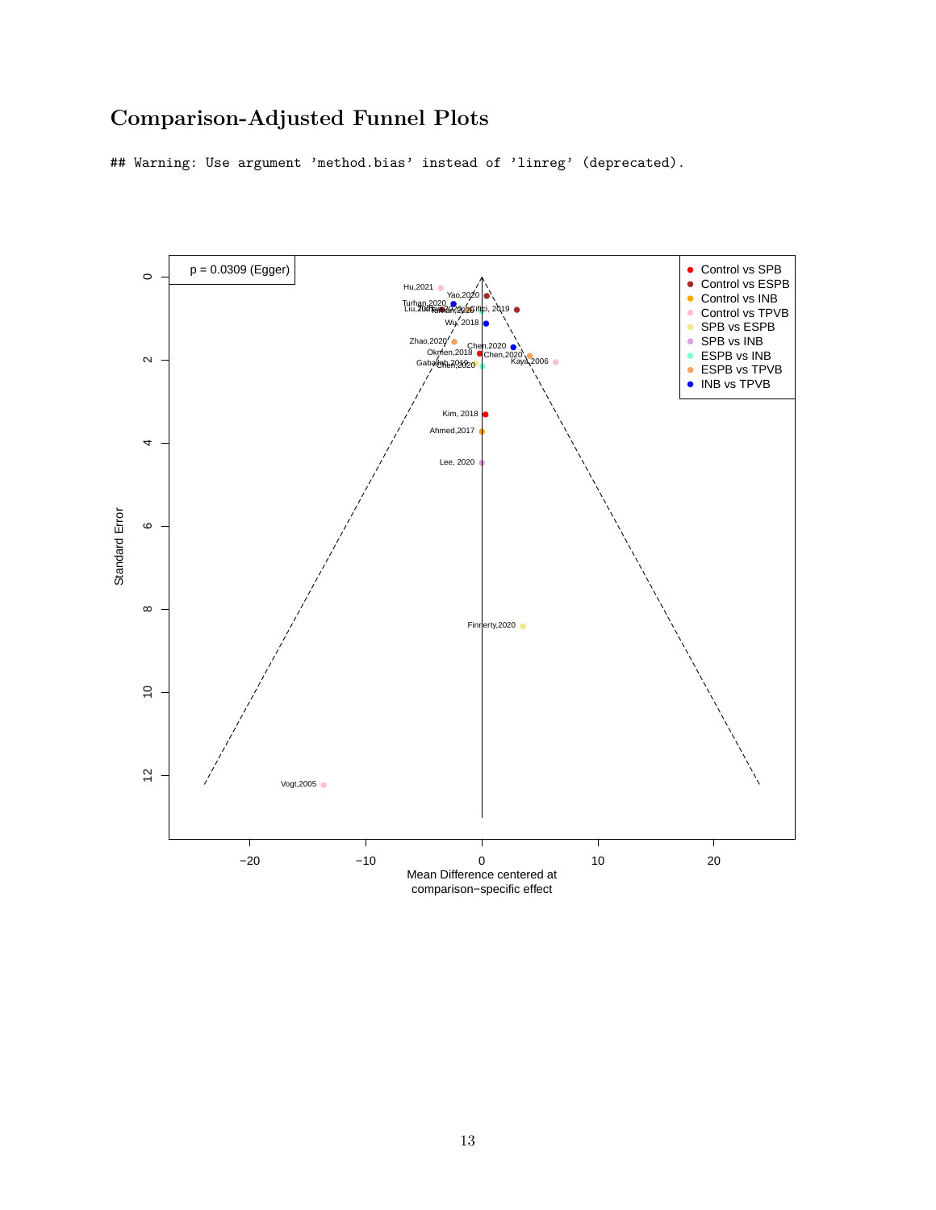## Comparison-Adjusted Funnel Plots

```
## Warning: Use argument 'method.bias' instead of 'linreg' (deprecated).
```

p = 0.0309 (Egger)

Control vs SPB
Control vs ESPB
Control vs INB
Control vs TPVB
SPB vs ESPB
SPB vs INB
ESPB vs INB
ESPB vs TPVB
INB vs TPVB

Hu,2021
Yao,2020
Turhan,2020
Liu,2020
Turhan,2020
Ciftci, 2019
Wu, 2018
Zhao,2020
Chen,2020
Okmen,2018
Chen,2020
Gabaldah,2019
Chen,2020
Kaya,2006
Kim, 2018
Ahmed,2017
Lee, 2020
Finnerty,2020
Vogt,2005

Standard Error

0
2
4
6
8
10
12

−20
−10
0
10
20

Mean Difference centered at comparison−specific effect